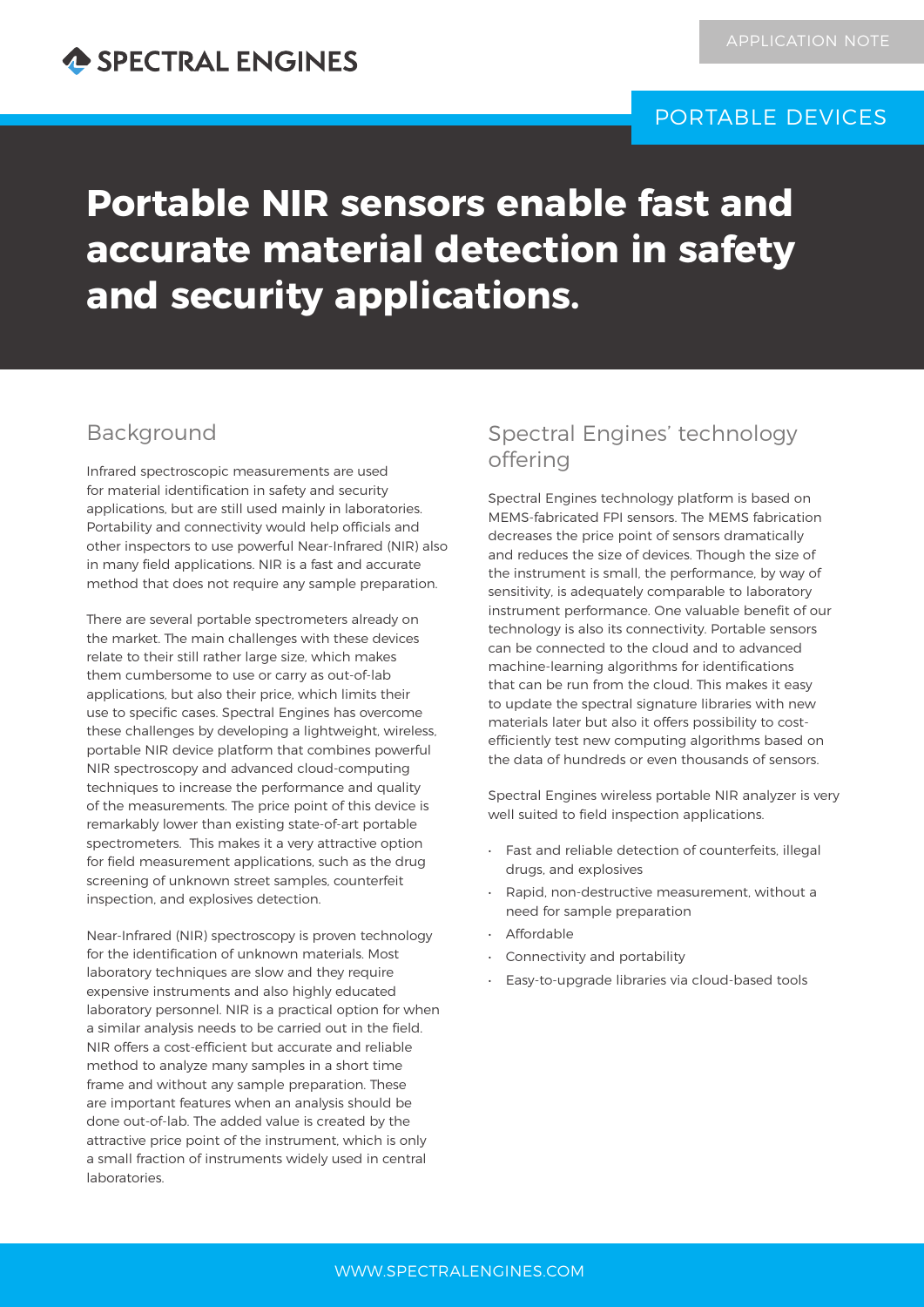# Portable NIR sensors enable fast and accurate material detection in safety and security applications.

## Background

Infrared spectroscopic measurements are used for material identification in safety and security applications, but are still used mainly in laboratories. Portability and connectivity would help officials and other inspectors to use powerful Near-Infrared (NIR) also in many field applications. NIR is a fast and accurate method that does not require any sample preparation.

There are several portable spectrometers already on the market. The main challenges with these devices relate to their still rather large size, which makes them cumbersome to use or carry as out-of-lab applications, but also their price, which limits their use to specific cases. Spectral Engines has overcome these challenges by developing a lightweight, wireless, portable NIR device platform that combines powerful NIR spectroscopy and advanced cloud-computing techniques to increase the performance and quality of the measurements. The price point of this device is remarkably lower than existing state-of-art portable spectrometers. This makes it a very attractive option for field measurement applications, such as the drug screening of unknown street samples, counterfeit inspection, and explosives detection.

Near-Infrared (NIR) spectroscopy is proven technology for the identification of unknown materials. Most laboratory techniques are slow and they require expensive instruments and also highly educated laboratory personnel. NIR is a practical option for when a similar analysis needs to be carried out in the field. NIR offers a cost-efficient but accurate and reliable method to analyze many samples in a short time frame and without any sample preparation. These are important features when an analysis should be done out-of-lab. The added value is created by the attractive price point of the instrument, which is only a small fraction of instruments widely used in central laboratories.

## Spectral Engines' technology offering

Spectral Engines technology platform is based on MEMS-fabricated FPI sensors. The MEMS fabrication decreases the price point of sensors dramatically and reduces the size of devices. Though the size of the instrument is small, the performance, by way of sensitivity, is adequately comparable to laboratory instrument performance. One valuable benefit of our technology is also its connectivity. Portable sensors can be connected to the cloud and to advanced machine-learning algorithms for identifications that can be run from the cloud. This makes it easy to update the spectral signature libraries with new materials later but also it offers possibility to cost-efficiently test new computing algorithms based on the data of hundreds or even thousands of sensors.

Spectral Engines wireless portable NIR analyzer is very well suited to field inspection applications.

- Fast and reliable detection of counterfeits, illegal drugs, and explosives
- Rapid, non-destructive measurement, without a need for sample preparation
- Affordable
- Connectivity and portability
- Easy-to-upgrade libraries via cloud-based tools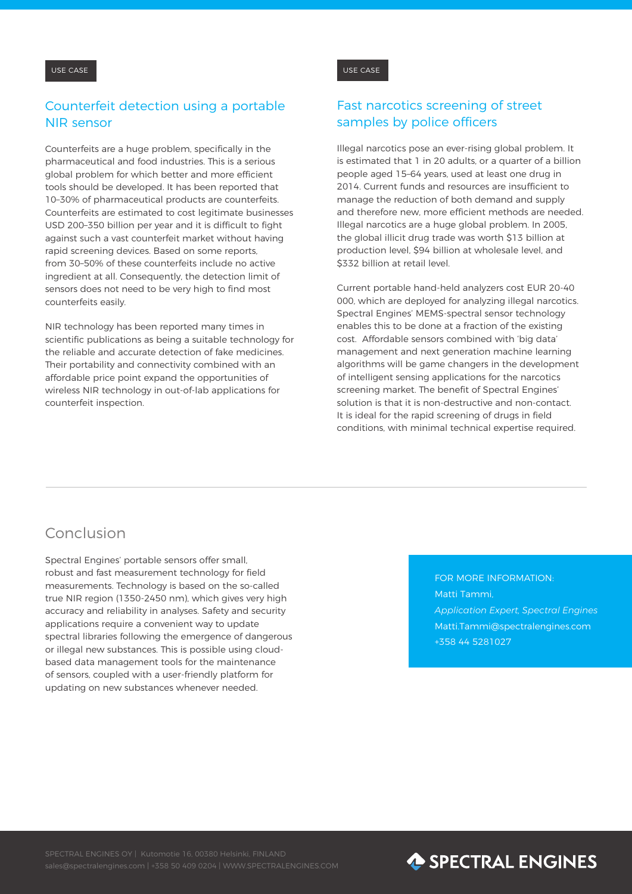USE CASE

## Counterfeit detection using a portable NIR sensor

Counterfeits are a huge problem, specifically in the pharmaceutical and food industries. This is a serious global problem for which better and more efficient tools should be developed. It has been reported that 10–30% of pharmaceutical products are counterfeits. Counterfeits are estimated to cost legitimate businesses USD 200–350 billion per year and it is difficult to fight against such a vast counterfeit market without having rapid screening devices. Based on some reports, from 30–50% of these counterfeits include no active ingredient at all. Consequently, the detection limit of sensors does not need to be very high to find most counterfeits easily.

NIR technology has been reported many times in scientific publications as being a suitable technology for the reliable and accurate detection of fake medicines. Their portability and connectivity combined with an affordable price point expand the opportunities of wireless NIR technology in out-of-lab applications for counterfeit inspection.

USE CASE

## Fast narcotics screening of street samples by police officers

Illegal narcotics pose an ever-rising global problem. It is estimated that 1 in 20 adults, or a quarter of a billion people aged 15–64 years, used at least one drug in 2014. Current funds and resources are insufficient to manage the reduction of both demand and supply and therefore new, more efficient methods are needed. Illegal narcotics are a huge global problem. In 2005, the global illicit drug trade was worth $13 billion at production level, $94 billion at wholesale level, and $332 billion at retail level.

Current portable hand-held analyzers cost EUR 20-40 000, which are deployed for analyzing illegal narcotics. Spectral Engines' MEMS-spectral sensor technology enables this to be done at a fraction of the existing cost. Affordable sensors combined with 'big data' management and next generation machine learning algorithms will be game changers in the development of intelligent sensing applications for the narcotics screening market. The benefit of Spectral Engines' solution is that it is non-destructive and non-contact. It is ideal for the rapid screening of drugs in field conditions, with minimal technical expertise required.

---

## Conclusion

Spectral Engines' portable sensors offer small, robust and fast measurement technology for field measurements. Technology is based on the so-called true NIR region (1350-2450 nm), which gives very high accuracy and reliability in analyses. Safety and security applications require a convenient way to update spectral libraries following the emergence of dangerous or illegal new substances. This is possible using cloud-based data management tools for the maintenance of sensors, coupled with a user-friendly platform for updating on new substances whenever needed.

FOR MORE INFORMATION:
Matti Tammi,
*Application Expert, Spectral Engines*
Matti.Tammi@spectralengines.com
+358 44 5281027

SPECTRAL ENGINES OY | Kutomotie 16, 00380 Helsinki, FINLAND
sales@spectralengines.com | +358 50 409 0204 | WWW.SPECTRALENGINES.COM

SPECTRAL ENGINES